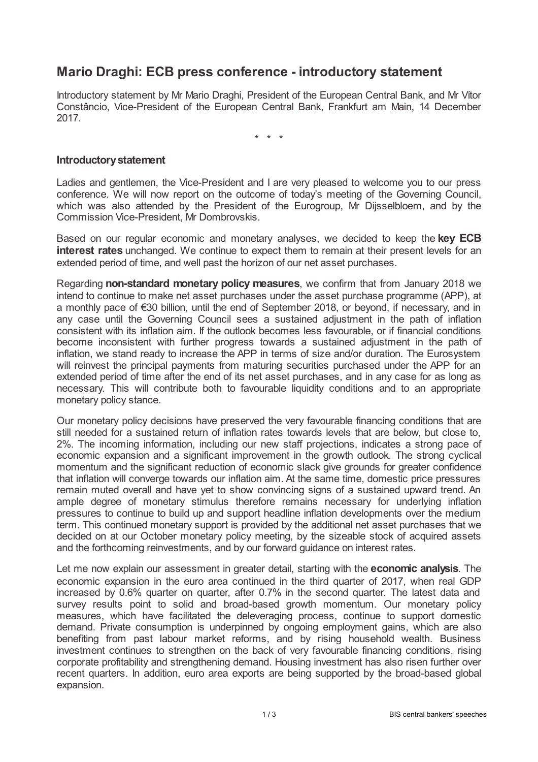# Mario Draghi: ECB press conference - introductory statement

Introductory statement by Mr Mario Draghi, President of the European Central Bank, and Mr Vítor Constâncio, Vice-President of the European Central Bank, Frankfurt am Main, 14 December 2017.

\* \* \*

### Introductory statement

Ladies and gentlemen, the Vice-President and I are very pleased to welcome you to our press conference. We will now report on the outcome of today's meeting of the Governing Council, which was also attended by the President of the Eurogroup, Mr Dijsselbloem, and by the Commission Vice-President, Mr Dombrovskis.

Based on our regular economic and monetary analyses, we decided to keep the **key ECB interest rates** unchanged. We continue to expect them to remain at their present levels for an extended period of time, and well past the horizon of our net asset purchases.

Regarding **non-standard monetary policy measures**, we confirm that from January 2018 we intend to continue to make net asset purchases under the asset purchase programme (APP), at a monthly pace of €30 billion, until the end of September 2018, or beyond, if necessary, and in any case until the Governing Council sees a sustained adjustment in the path of inflation consistent with its inflation aim. If the outlook becomes less favourable, or if financial conditions become inconsistent with further progress towards a sustained adjustment in the path of inflation, we stand ready to increase the APP in terms of size and/or duration. The Eurosystem will reinvest the principal payments from maturing securities purchased under the APP for an extended period of time after the end of its net asset purchases, and in any case for as long as necessary. This will contribute both to favourable liquidity conditions and to an appropriate monetary policy stance.

Our monetary policy decisions have preserved the very favourable financing conditions that are still needed for a sustained return of inflation rates towards levels that are below, but close to, 2%. The incoming information, including our new staff projections, indicates a strong pace of economic expansion and a significant improvement in the growth outlook. The strong cyclical momentum and the significant reduction of economic slack give grounds for greater confidence that inflation will converge towards our inflation aim. At the same time, domestic price pressures remain muted overall and have yet to show convincing signs of a sustained upward trend. An ample degree of monetary stimulus therefore remains necessary for underlying inflation pressures to continue to build up and support headline inflation developments over the medium term. This continued monetary support is provided by the additional net asset purchases that we decided on at our October monetary policy meeting, by the sizeable stock of acquired assets and the forthcoming reinvestments, and by our forward guidance on interest rates.

Let me now explain our assessment in greater detail, starting with the **economic analysis**. The economic expansion in the euro area continued in the third quarter of 2017, when real GDP increased by 0.6% quarter on quarter, after 0.7% in the second quarter. The latest data and survey results point to solid and broad-based growth momentum. Our monetary policy measures, which have facilitated the deleveraging process, continue to support domestic demand. Private consumption is underpinned by ongoing employment gains, which are also benefiting from past labour market reforms, and by rising household wealth. Business investment continues to strengthen on the back of very favourable financing conditions, rising corporate profitability and strengthening demand. Housing investment has also risen further over recent quarters. In addition, euro area exports are being supported by the broad-based global expansion.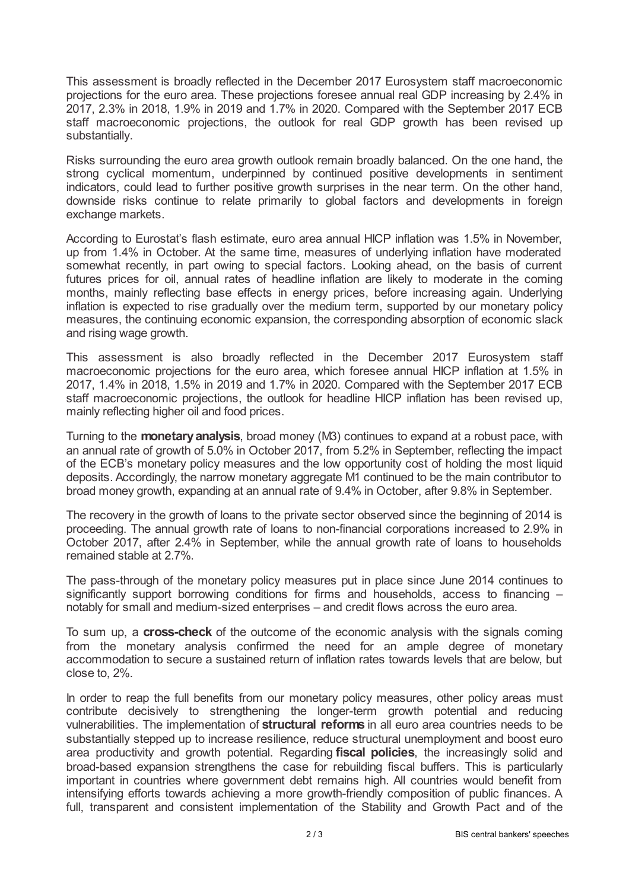This assessment is broadly reflected in the December 2017 Eurosystem staff macroeconomic projections for the euro area. These projections foresee annual real GDP increasing by 2.4% in 2017, 2.3% in 2018, 1.9% in 2019 and 1.7% in 2020. Compared with the September 2017 ECB staff macroeconomic projections, the outlook for real GDP growth has been revised up substantially.

Risks surrounding the euro area growth outlook remain broadly balanced. On the one hand, the strong cyclical momentum, underpinned by continued positive developments in sentiment indicators, could lead to further positive growth surprises in the near term. On the other hand, downside risks continue to relate primarily to global factors and developments in foreign exchange markets.

According to Eurostat's flash estimate, euro area annual HICP inflation was 1.5% in November, up from 1.4% in October. At the same time, measures of underlying inflation have moderated somewhat recently, in part owing to special factors. Looking ahead, on the basis of current futures prices for oil, annual rates of headline inflation are likely to moderate in the coming months, mainly reflecting base effects in energy prices, before increasing again. Underlying inflation is expected to rise gradually over the medium term, supported by our monetary policy measures, the continuing economic expansion, the corresponding absorption of economic slack and rising wage growth.

This assessment is also broadly reflected in the December 2017 Eurosystem staff macroeconomic projections for the euro area, which foresee annual HICP inflation at 1.5% in 2017, 1.4% in 2018, 1.5% in 2019 and 1.7% in 2020. Compared with the September 2017 ECB staff macroeconomic projections, the outlook for headline HICP inflation has been revised up, mainly reflecting higher oil and food prices.

Turning to the **monetary analysis**, broad money (M3) continues to expand at a robust pace, with an annual rate of growth of 5.0% in October 2017, from 5.2% in September, reflecting the impact of the ECB's monetary policy measures and the low opportunity cost of holding the most liquid deposits. Accordingly, the narrow monetary aggregate M1 continued to be the main contributor to broad money growth, expanding at an annual rate of 9.4% in October, after 9.8% in September.

The recovery in the growth of loans to the private sector observed since the beginning of 2014 is proceeding. The annual growth rate of loans to non-financial corporations increased to 2.9% in October 2017, after 2.4% in September, while the annual growth rate of loans to households remained stable at 2.7%.

The pass-through of the monetary policy measures put in place since June 2014 continues to significantly support borrowing conditions for firms and households, access to financing – notably for small and medium-sized enterprises – and credit flows across the euro area.

To sum up, a **cross-check** of the outcome of the economic analysis with the signals coming from the monetary analysis confirmed the need for an ample degree of monetary accommodation to secure a sustained return of inflation rates towards levels that are below, but close to, 2%.

In order to reap the full benefits from our monetary policy measures, other policy areas must contribute decisively to strengthening the longer-term growth potential and reducing vulnerabilities. The implementation of **structural reforms** in all euro area countries needs to be substantially stepped up to increase resilience, reduce structural unemployment and boost euro area productivity and growth potential. Regarding **fiscal policies**, the increasingly solid and broad-based expansion strengthens the case for rebuilding fiscal buffers. This is particularly important in countries where government debt remains high. All countries would benefit from intensifying efforts towards achieving a more growth-friendly composition of public finances. A full, transparent and consistent implementation of the Stability and Growth Pact and of the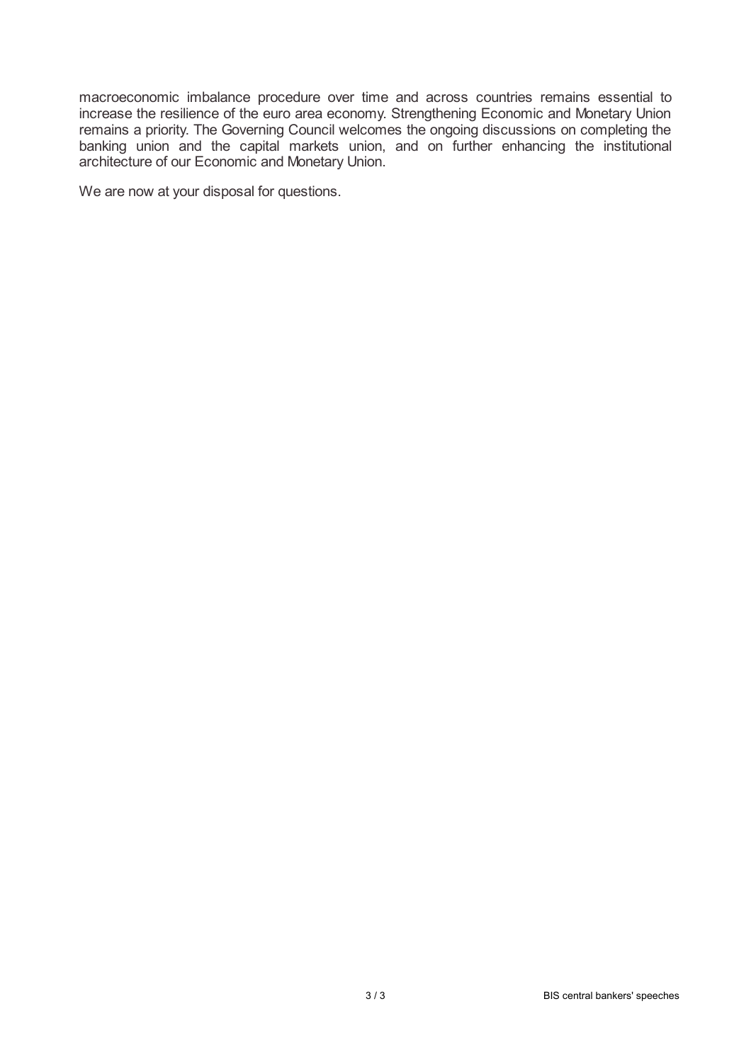macroeconomic imbalance procedure over time and across countries remains essential to increase the resilience of the euro area economy. Strengthening Economic and Monetary Union remains a priority. The Governing Council welcomes the ongoing discussions on completing the banking union and the capital markets union, and on further enhancing the institutional architecture of our Economic and Monetary Union.

We are now at your disposal for questions.